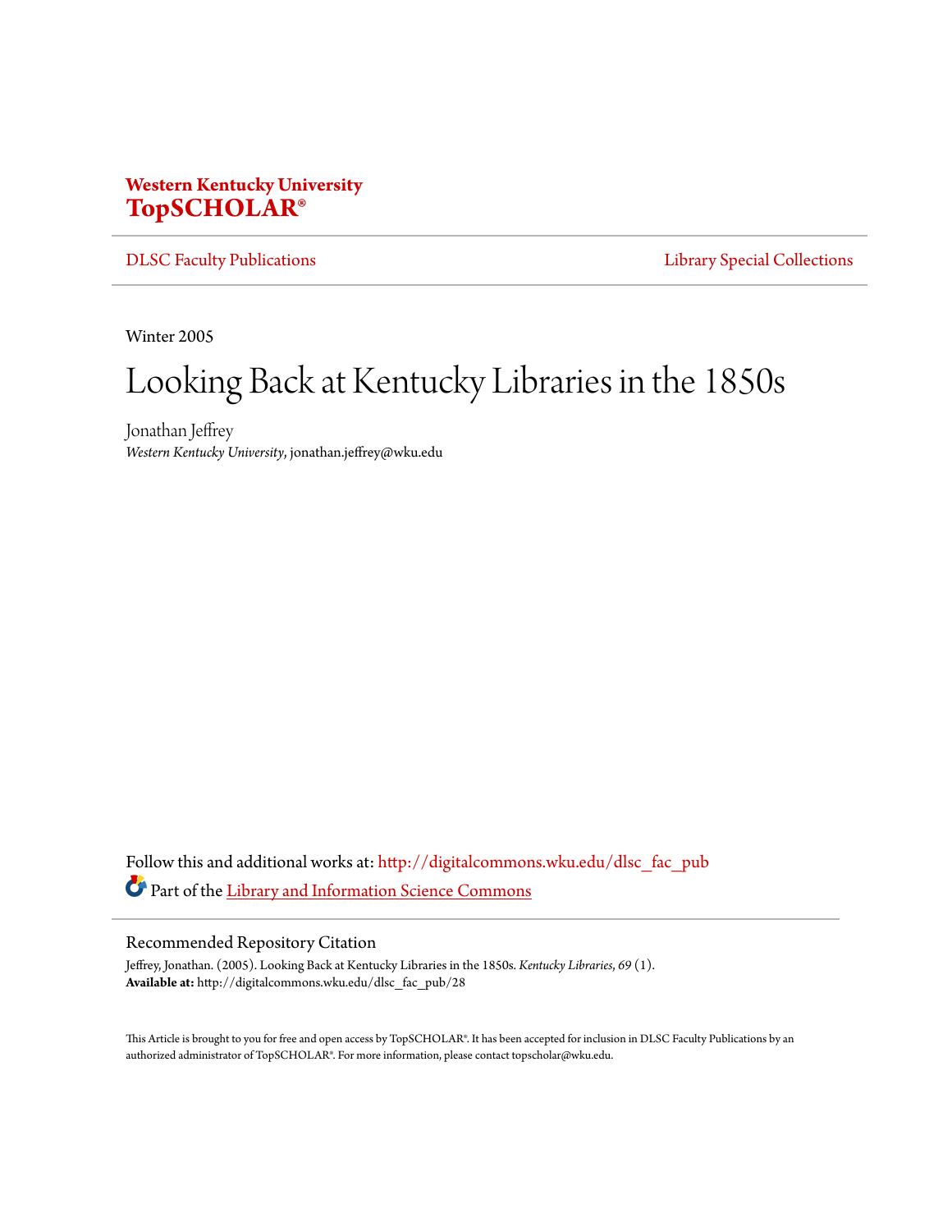**Western Kentucky University**
**TopSCHOLAR®**

DLSC Faculty Publications | Library Special Collections

Winter 2005

# Looking Back at Kentucky Libraries in the 1850s

Jonathan Jeffrey
*Western Kentucky University*, jonathan.jeffrey@wku.edu

Follow this and additional works at: http://digitalcommons.wku.edu/dlsc_fac_pub

Part of the Library and Information Science Commons

## Recommended Repository Citation

Jeffrey, Jonathan. (2005). Looking Back at Kentucky Libraries in the 1850s. *Kentucky Libraries*, *69* (1).
**Available at:** http://digitalcommons.wku.edu/dlsc_fac_pub/28

This Article is brought to you for free and open access by TopSCHOLAR®. It has been accepted for inclusion in DLSC Faculty Publications by an authorized administrator of TopSCHOLAR®. For more information, please contact topscholar@wku.edu.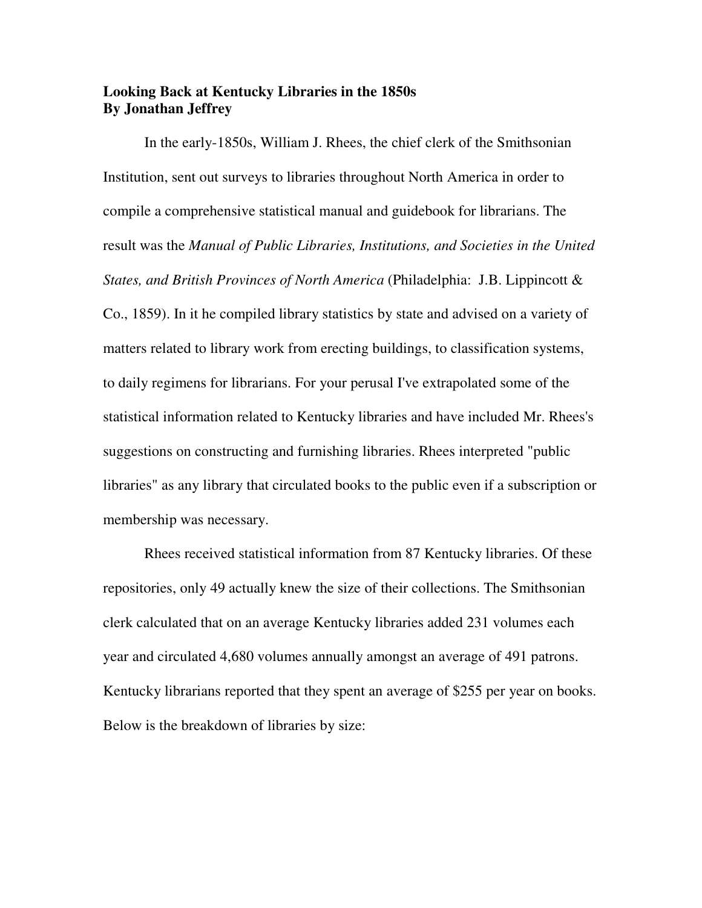**Looking Back at Kentucky Libraries in the 1850s**
**By Jonathan Jeffrey**

In the early-1850s, William J. Rhees, the chief clerk of the Smithsonian Institution, sent out surveys to libraries throughout North America in order to compile a comprehensive statistical manual and guidebook for librarians. The result was the *Manual of Public Libraries, Institutions, and Societies in the United States, and British Provinces of North America* (Philadelphia: J.B. Lippincott & Co., 1859). In it he compiled library statistics by state and advised on a variety of matters related to library work from erecting buildings, to classification systems, to daily regimens for librarians. For your perusal I've extrapolated some of the statistical information related to Kentucky libraries and have included Mr. Rhees's suggestions on constructing and furnishing libraries. Rhees interpreted "public libraries" as any library that circulated books to the public even if a subscription or membership was necessary.

Rhees received statistical information from 87 Kentucky libraries. Of these repositories, only 49 actually knew the size of their collections. The Smithsonian clerk calculated that on an average Kentucky libraries added 231 volumes each year and circulated 4,680 volumes annually amongst an average of 491 patrons. Kentucky librarians reported that they spent an average of $255 per year on books. Below is the breakdown of libraries by size: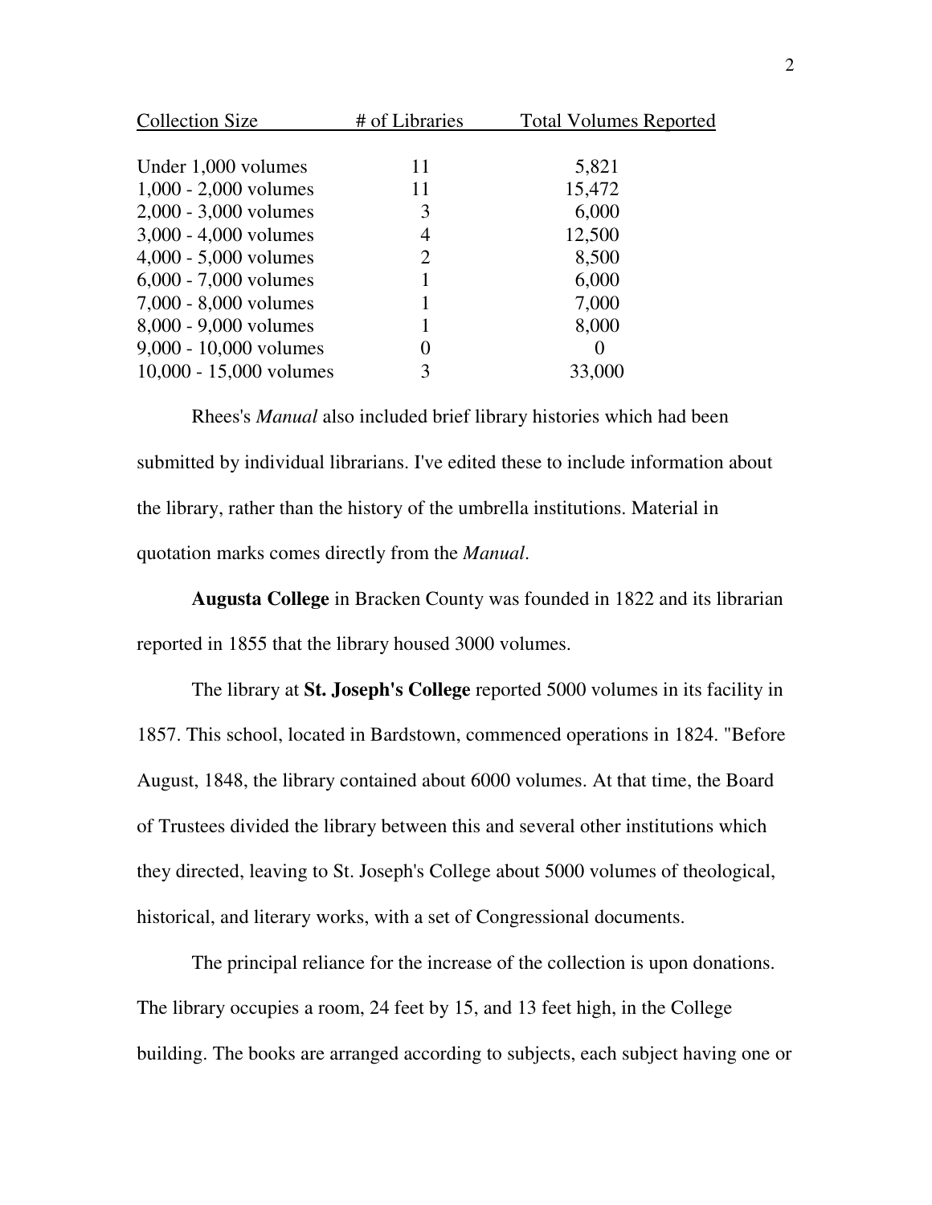| Collection Size | # of Libraries | Total Volumes Reported |
|---|---|---|
| Under 1,000 volumes | 11 | 5,821 |
| 1,000 - 2,000 volumes | 11 | 15,472 |
| 2,000 - 3,000 volumes | 3 | 6,000 |
| 3,000 - 4,000 volumes | 4 | 12,500 |
| 4,000 - 5,000 volumes | 2 | 8,500 |
| 6,000 - 7,000 volumes | 1 | 6,000 |
| 7,000 - 8,000 volumes | 1 | 7,000 |
| 8,000 - 9,000 volumes | 1 | 8,000 |
| 9,000 - 10,000 volumes | 0 | 0 |
| 10,000 - 15,000 volumes | 3 | 33,000 |

Rhees's *Manual* also included brief library histories which had been submitted by individual librarians. I've edited these to include information about the library, rather than the history of the umbrella institutions. Material in quotation marks comes directly from the *Manual*.

**Augusta College** in Bracken County was founded in 1822 and its librarian reported in 1855 that the library housed 3000 volumes.

The library at **St. Joseph's College** reported 5000 volumes in its facility in 1857. This school, located in Bardstown, commenced operations in 1824. "Before August, 1848, the library contained about 6000 volumes. At that time, the Board of Trustees divided the library between this and several other institutions which they directed, leaving to St. Joseph's College about 5000 volumes of theological, historical, and literary works, with a set of Congressional documents.

The principal reliance for the increase of the collection is upon donations. The library occupies a room, 24 feet by 15, and 13 feet high, in the College building. The books are arranged according to subjects, each subject having one or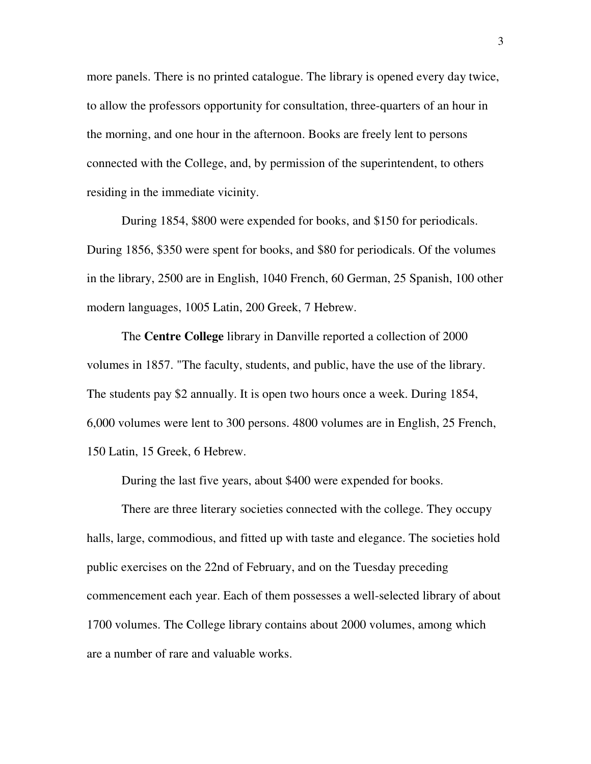more panels. There is no printed catalogue. The library is opened every day twice, to allow the professors opportunity for consultation, three-quarters of an hour in the morning, and one hour in the afternoon. Books are freely lent to persons connected with the College, and, by permission of the superintendent, to others residing in the immediate vicinity.

During 1854, $800 were expended for books, and $150 for periodicals. During 1856, $350 were spent for books, and $80 for periodicals. Of the volumes in the library, 2500 are in English, 1040 French, 60 German, 25 Spanish, 100 other modern languages, 1005 Latin, 200 Greek, 7 Hebrew.

The **Centre College** library in Danville reported a collection of 2000 volumes in 1857. "The faculty, students, and public, have the use of the library. The students pay $2 annually. It is open two hours once a week. During 1854, 6,000 volumes were lent to 300 persons. 4800 volumes are in English, 25 French, 150 Latin, 15 Greek, 6 Hebrew.

During the last five years, about $400 were expended for books.

There are three literary societies connected with the college. They occupy halls, large, commodious, and fitted up with taste and elegance. The societies hold public exercises on the 22nd of February, and on the Tuesday preceding commencement each year. Each of them possesses a well-selected library of about 1700 volumes. The College library contains about 2000 volumes, among which are a number of rare and valuable works.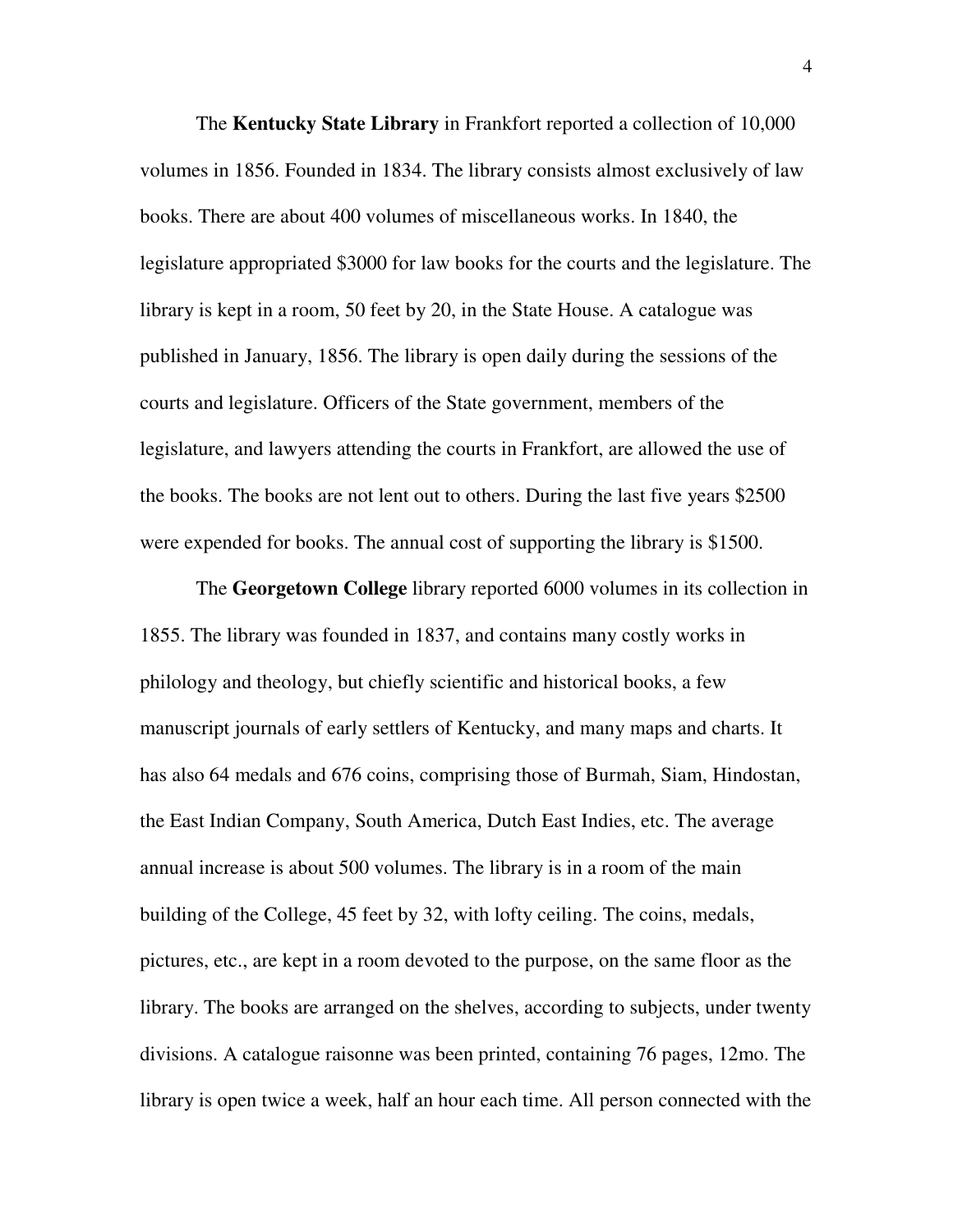The **Kentucky State Library** in Frankfort reported a collection of 10,000 volumes in 1856. Founded in 1834. The library consists almost exclusively of law books. There are about 400 volumes of miscellaneous works. In 1840, the legislature appropriated $3000 for law books for the courts and the legislature. The library is kept in a room, 50 feet by 20, in the State House. A catalogue was published in January, 1856. The library is open daily during the sessions of the courts and legislature. Officers of the State government, members of the legislature, and lawyers attending the courts in Frankfort, are allowed the use of the books. The books are not lent out to others. During the last five years $2500 were expended for books. The annual cost of supporting the library is $1500.

The **Georgetown College** library reported 6000 volumes in its collection in 1855. The library was founded in 1837, and contains many costly works in philology and theology, but chiefly scientific and historical books, a few manuscript journals of early settlers of Kentucky, and many maps and charts. It has also 64 medals and 676 coins, comprising those of Burmah, Siam, Hindostan, the East Indian Company, South America, Dutch East Indies, etc. The average annual increase is about 500 volumes. The library is in a room of the main building of the College, 45 feet by 32, with lofty ceiling. The coins, medals, pictures, etc., are kept in a room devoted to the purpose, on the same floor as the library. The books are arranged on the shelves, according to subjects, under twenty divisions. A catalogue raisonne was been printed, containing 76 pages, 12mo. The library is open twice a week, half an hour each time. All person connected with the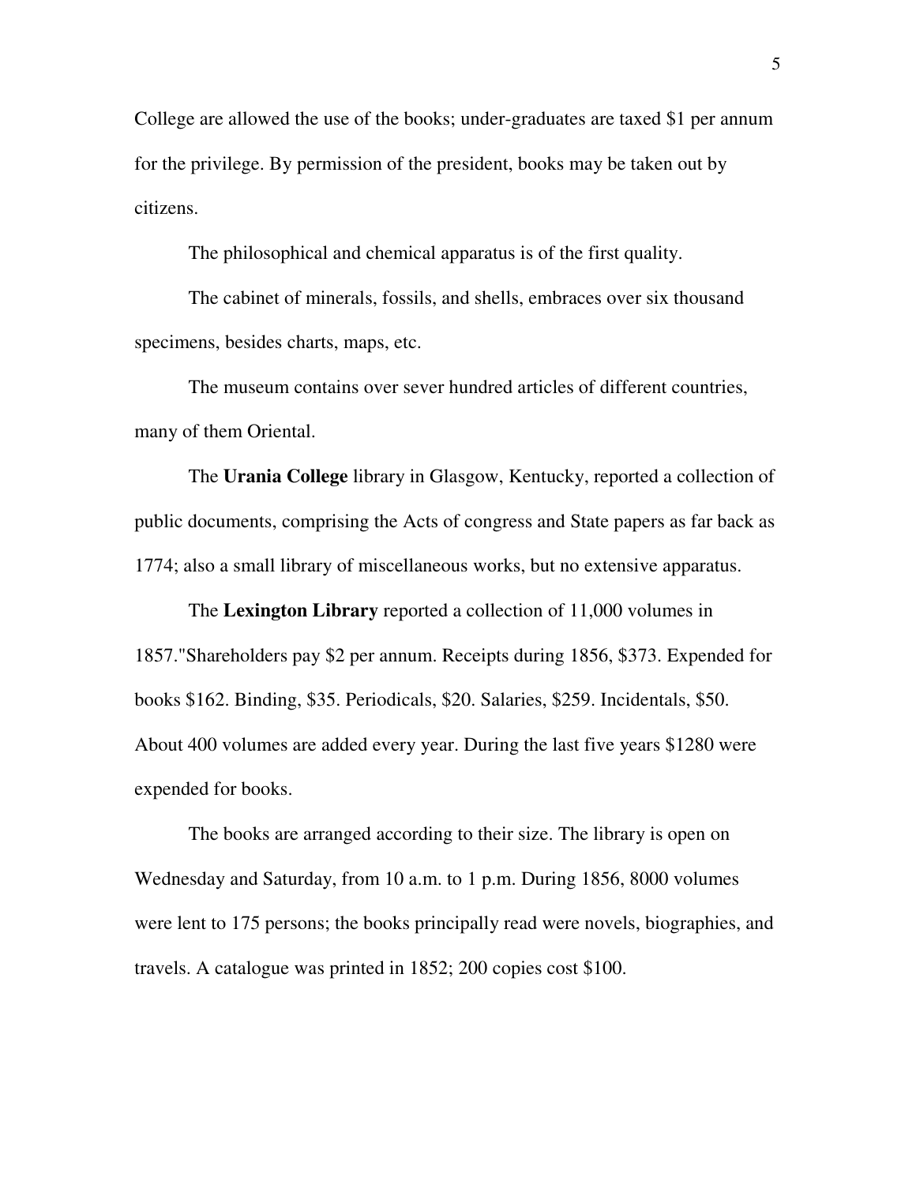College are allowed the use of the books; under-graduates are taxed $1 per annum for the privilege. By permission of the president, books may be taken out by citizens.

The philosophical and chemical apparatus is of the first quality.

The cabinet of minerals, fossils, and shells, embraces over six thousand specimens, besides charts, maps, etc.

The museum contains over sever hundred articles of different countries, many of them Oriental.

The **Urania College** library in Glasgow, Kentucky, reported a collection of public documents, comprising the Acts of congress and State papers as far back as 1774; also a small library of miscellaneous works, but no extensive apparatus.

The **Lexington Library** reported a collection of 11,000 volumes in 1857."Shareholders pay $2 per annum. Receipts during 1856, $373. Expended for books $162. Binding, $35. Periodicals, $20. Salaries, $259. Incidentals, $50. About 400 volumes are added every year. During the last five years $1280 were expended for books.

The books are arranged according to their size. The library is open on Wednesday and Saturday, from 10 a.m. to 1 p.m. During 1856, 8000 volumes were lent to 175 persons; the books principally read were novels, biographies, and travels. A catalogue was printed in 1852; 200 copies cost $100.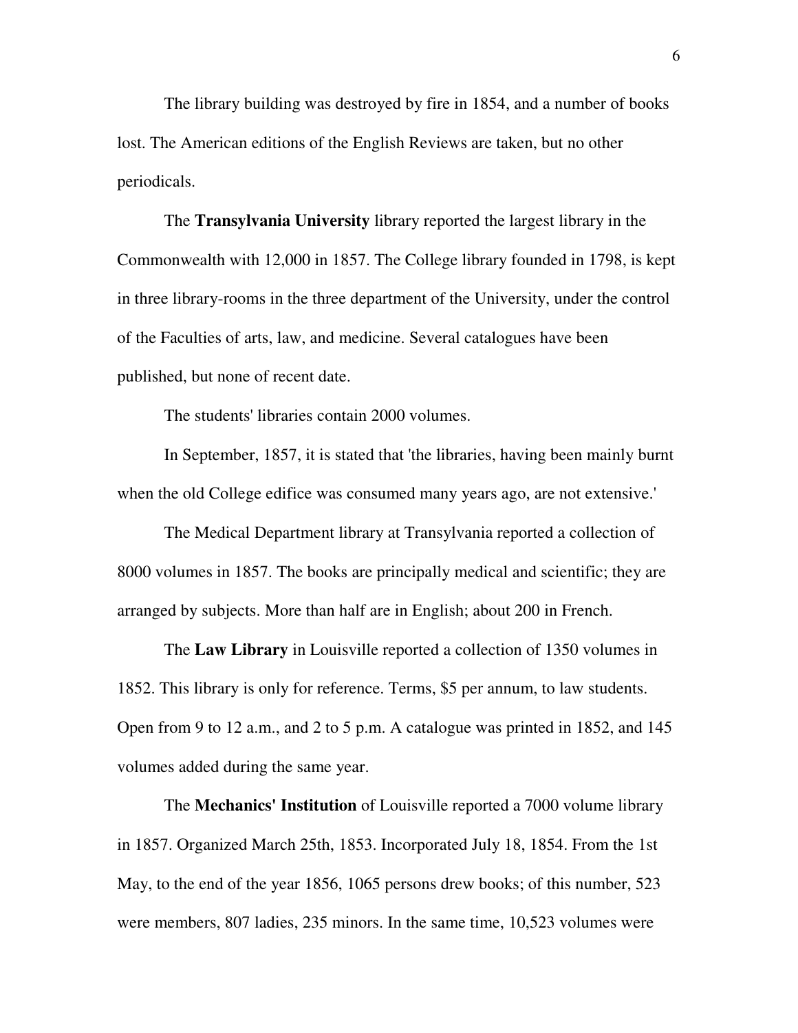The library building was destroyed by fire in 1854, and a number of books lost. The American editions of the English Reviews are taken, but no other periodicals.

The **Transylvania University** library reported the largest library in the Commonwealth with 12,000 in 1857. The College library founded in 1798, is kept in three library-rooms in the three department of the University, under the control of the Faculties of arts, law, and medicine. Several catalogues have been published, but none of recent date.

The students' libraries contain 2000 volumes.

In September, 1857, it is stated that 'the libraries, having been mainly burnt when the old College edifice was consumed many years ago, are not extensive.'

The Medical Department library at Transylvania reported a collection of 8000 volumes in 1857. The books are principally medical and scientific; they are arranged by subjects. More than half are in English; about 200 in French.

The **Law Library** in Louisville reported a collection of 1350 volumes in 1852. This library is only for reference. Terms, $5 per annum, to law students. Open from 9 to 12 a.m., and 2 to 5 p.m. A catalogue was printed in 1852, and 145 volumes added during the same year.

The **Mechanics' Institution** of Louisville reported a 7000 volume library in 1857. Organized March 25th, 1853. Incorporated July 18, 1854. From the 1st May, to the end of the year 1856, 1065 persons drew books; of this number, 523 were members, 807 ladies, 235 minors. In the same time, 10,523 volumes were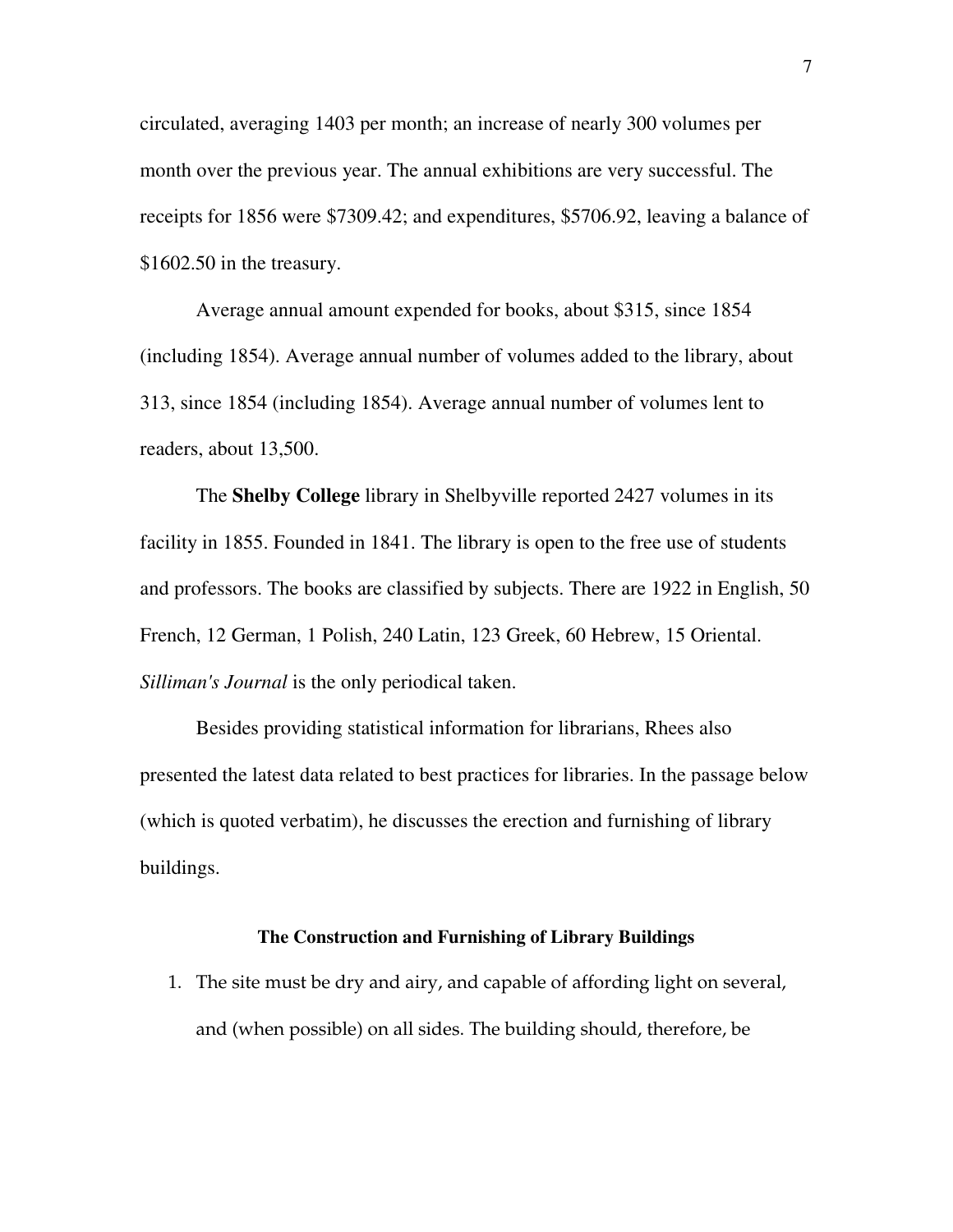circulated, averaging 1403 per month; an increase of nearly 300 volumes per month over the previous year. The annual exhibitions are very successful. The receipts for 1856 were $7309.42; and expenditures, $5706.92, leaving a balance of $1602.50 in the treasury.

Average annual amount expended for books, about $315, since 1854 (including 1854). Average annual number of volumes added to the library, about 313, since 1854 (including 1854). Average annual number of volumes lent to readers, about 13,500.

The **Shelby College** library in Shelbyville reported 2427 volumes in its facility in 1855. Founded in 1841. The library is open to the free use of students and professors. The books are classified by subjects. There are 1922 in English, 50 French, 12 German, 1 Polish, 240 Latin, 123 Greek, 60 Hebrew, 15 Oriental. *Silliman's Journal* is the only periodical taken.

Besides providing statistical information for librarians, Rhees also presented the latest data related to best practices for libraries. In the passage below (which is quoted verbatim), he discusses the erection and furnishing of library buildings.

**The Construction and Furnishing of Library Buildings**

1. The site must be dry and airy, and capable of affording light on several, and (when possible) on all sides. The building should, therefore, be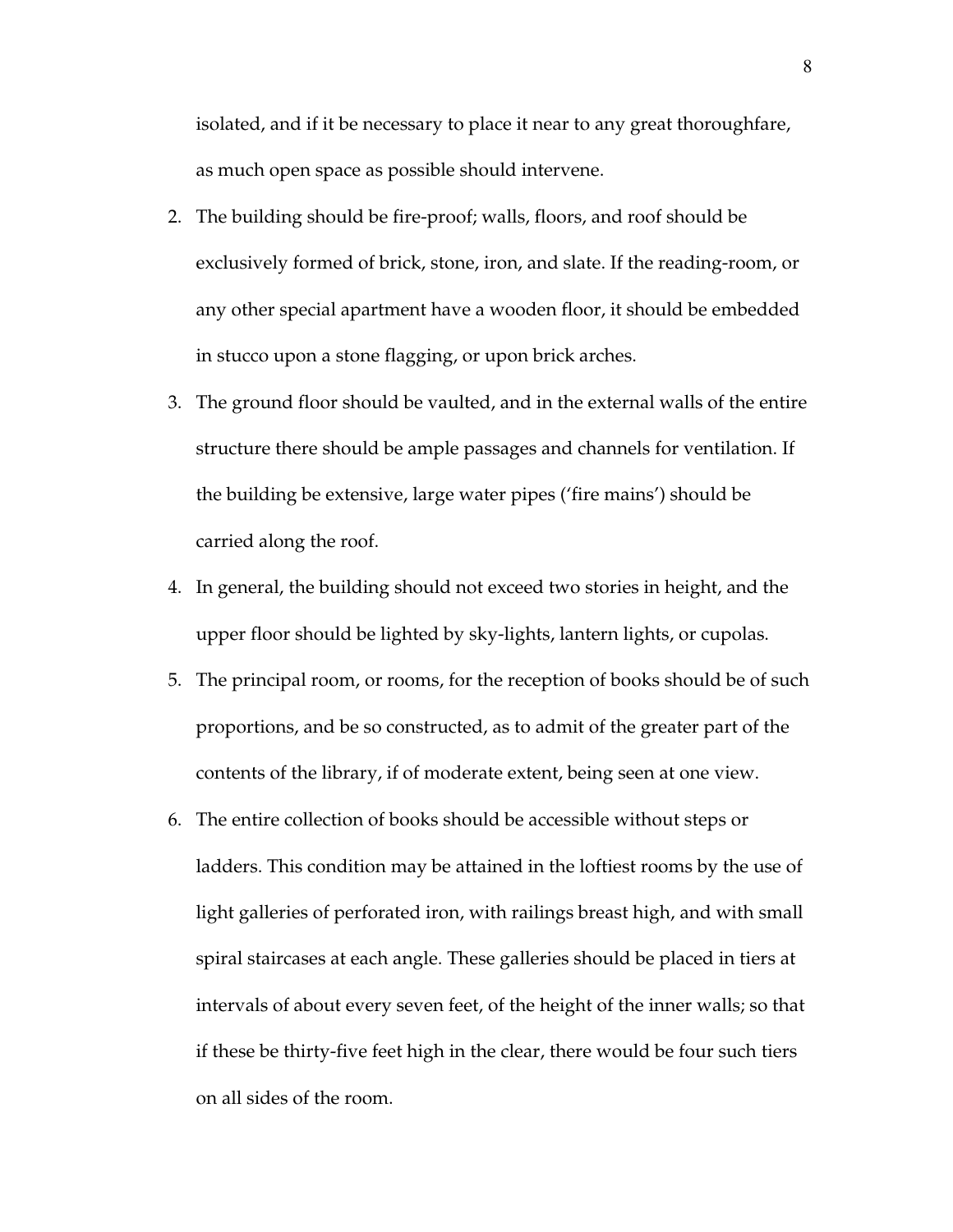isolated, and if it be necessary to place it near to any great thoroughfare, as much open space as possible should intervene.

2. The building should be fire-proof; walls, floors, and roof should be exclusively formed of brick, stone, iron, and slate. If the reading-room, or any other special apartment have a wooden floor, it should be embedded in stucco upon a stone flagging, or upon brick arches.
3. The ground floor should be vaulted, and in the external walls of the entire structure there should be ample passages and channels for ventilation. If the building be extensive, large water pipes ('fire mains') should be carried along the roof.
4. In general, the building should not exceed two stories in height, and the upper floor should be lighted by sky-lights, lantern lights, or cupolas.
5. The principal room, or rooms, for the reception of books should be of such proportions, and be so constructed, as to admit of the greater part of the contents of the library, if of moderate extent, being seen at one view.
6. The entire collection of books should be accessible without steps or ladders. This condition may be attained in the loftiest rooms by the use of light galleries of perforated iron, with railings breast high, and with small spiral staircases at each angle. These galleries should be placed in tiers at intervals of about every seven feet, of the height of the inner walls; so that if these be thirty-five feet high in the clear, there would be four such tiers on all sides of the room.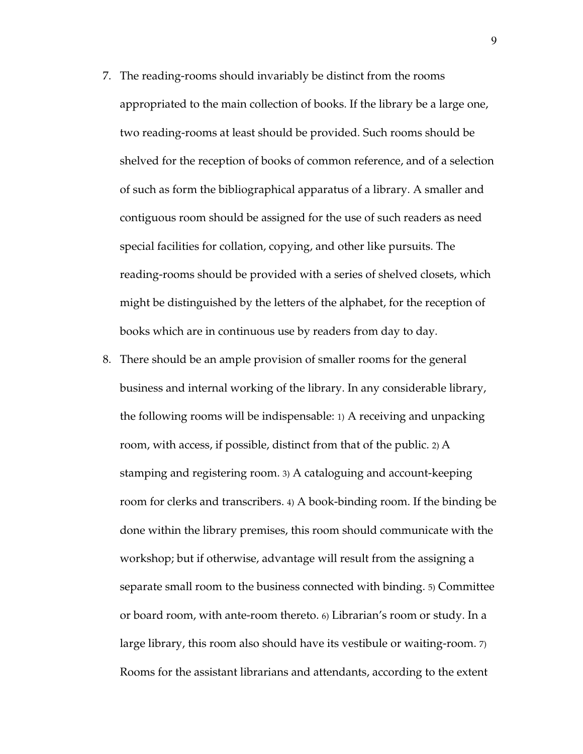7. The reading-rooms should invariably be distinct from the rooms appropriated to the main collection of books. If the library be a large one, two reading-rooms at least should be provided. Such rooms should be shelved for the reception of books of common reference, and of a selection of such as form the bibliographical apparatus of a library. A smaller and contiguous room should be assigned for the use of such readers as need special facilities for collation, copying, and other like pursuits. The reading-rooms should be provided with a series of shelved closets, which might be distinguished by the letters of the alphabet, for the reception of books which are in continuous use by readers from day to day.
8. There should be an ample provision of smaller rooms for the general business and internal working of the library. In any considerable library, the following rooms will be indispensable: 1) A receiving and unpacking room, with access, if possible, distinct from that of the public. 2) A stamping and registering room. 3) A cataloguing and account-keeping room for clerks and transcribers. 4) A book-binding room. If the binding be done within the library premises, this room should communicate with the workshop; but if otherwise, advantage will result from the assigning a separate small room to the business connected with binding. 5) Committee or board room, with ante-room thereto. 6) Librarian's room or study. In a large library, this room also should have its vestibule or waiting-room. 7) Rooms for the assistant librarians and attendants, according to the extent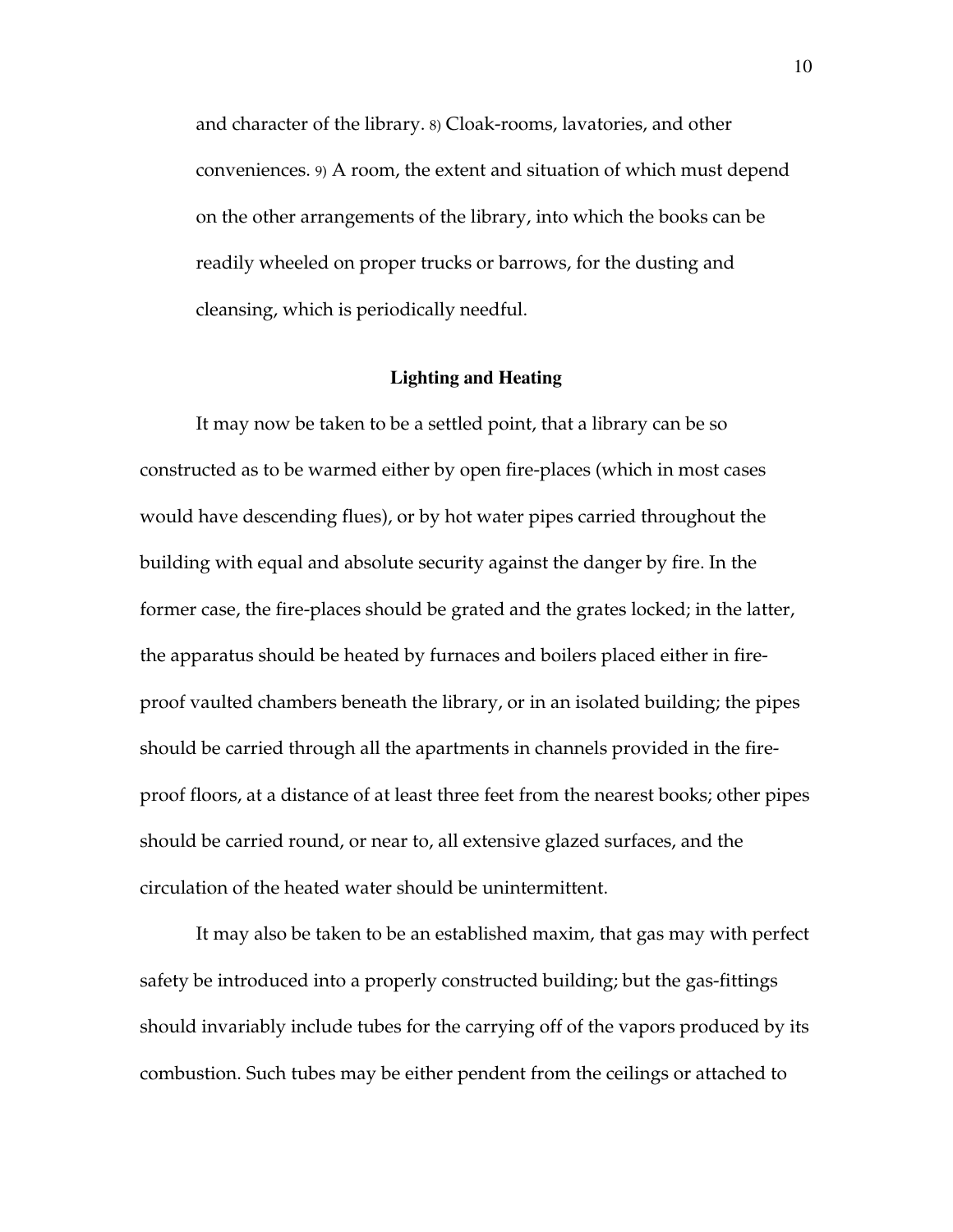and character of the library. 8) Cloak-rooms, lavatories, and other conveniences. 9) A room, the extent and situation of which must depend on the other arrangements of the library, into which the books can be readily wheeled on proper trucks or barrows, for the dusting and cleansing, which is periodically needful.

## Lighting and Heating

It may now be taken to be a settled point, that a library can be so constructed as to be warmed either by open fire-places (which in most cases would have descending flues), or by hot water pipes carried throughout the building with equal and absolute security against the danger by fire. In the former case, the fire-places should be grated and the grates locked; in the latter, the apparatus should be heated by furnaces and boilers placed either in fire-proof vaulted chambers beneath the library, or in an isolated building; the pipes should be carried through all the apartments in channels provided in the fire-proof floors, at a distance of at least three feet from the nearest books; other pipes should be carried round, or near to, all extensive glazed surfaces, and the circulation of the heated water should be unintermittent.

It may also be taken to be an established maxim, that gas may with perfect safety be introduced into a properly constructed building; but the gas-fittings should invariably include tubes for the carrying off of the vapors produced by its combustion. Such tubes may be either pendent from the ceilings or attached to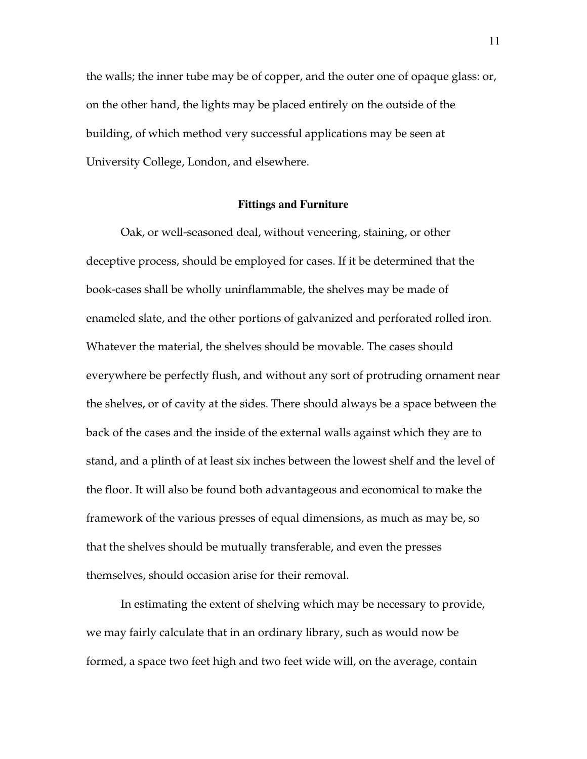the walls; the inner tube may be of copper, and the outer one of opaque glass: or, on the other hand, the lights may be placed entirely on the outside of the building, of which method very successful applications may be seen at University College, London, and elsewhere.

### Fittings and Furniture

Oak, or well-seasoned deal, without veneering, staining, or other deceptive process, should be employed for cases. If it be determined that the book-cases shall be wholly uninflammable, the shelves may be made of enameled slate, and the other portions of galvanized and perforated rolled iron. Whatever the material, the shelves should be movable. The cases should everywhere be perfectly flush, and without any sort of protruding ornament near the shelves, or of cavity at the sides. There should always be a space between the back of the cases and the inside of the external walls against which they are to stand, and a plinth of at least six inches between the lowest shelf and the level of the floor. It will also be found both advantageous and economical to make the framework of the various presses of equal dimensions, as much as may be, so that the shelves should be mutually transferable, and even the presses themselves, should occasion arise for their removal.

In estimating the extent of shelving which may be necessary to provide, we may fairly calculate that in an ordinary library, such as would now be formed, a space two feet high and two feet wide will, on the average, contain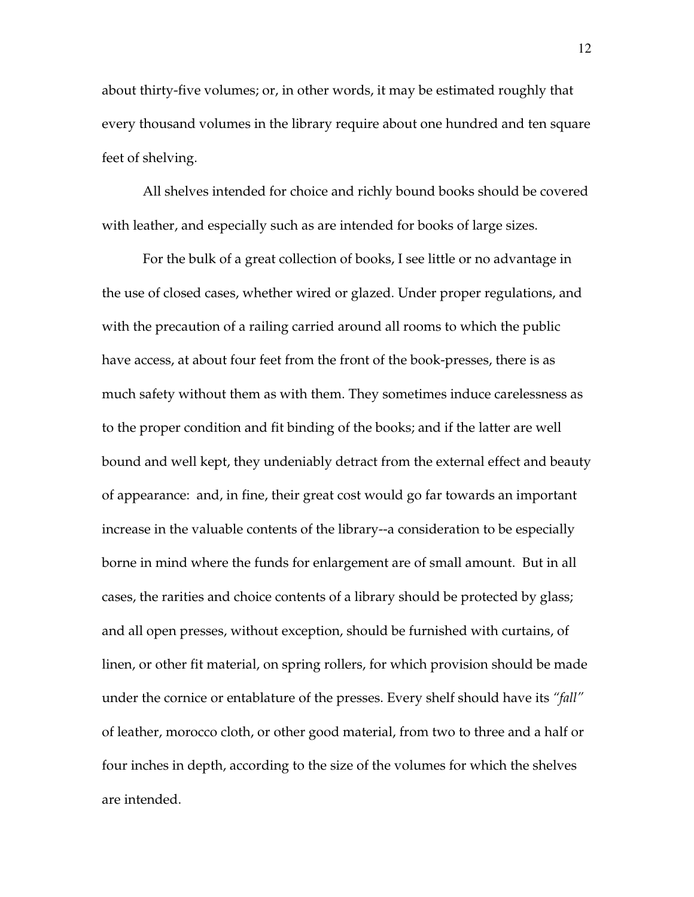about thirty-five volumes; or, in other words, it may be estimated roughly that every thousand volumes in the library require about one hundred and ten square feet of shelving.

All shelves intended for choice and richly bound books should be covered with leather, and especially such as are intended for books of large sizes.

For the bulk of a great collection of books, I see little or no advantage in the use of closed cases, whether wired or glazed. Under proper regulations, and with the precaution of a railing carried around all rooms to which the public have access, at about four feet from the front of the book-presses, there is as much safety without them as with them. They sometimes induce carelessness as to the proper condition and fit binding of the books; and if the latter are well bound and well kept, they undeniably detract from the external effect and beauty of appearance: and, in fine, their great cost would go far towards an important increase in the valuable contents of the library--a consideration to be especially borne in mind where the funds for enlargement are of small amount. But in all cases, the rarities and choice contents of a library should be protected by glass; and all open presses, without exception, should be furnished with curtains, of linen, or other fit material, on spring rollers, for which provision should be made under the cornice or entablature of the presses. Every shelf should have its *"fall"* of leather, morocco cloth, or other good material, from two to three and a half or four inches in depth, according to the size of the volumes for which the shelves are intended.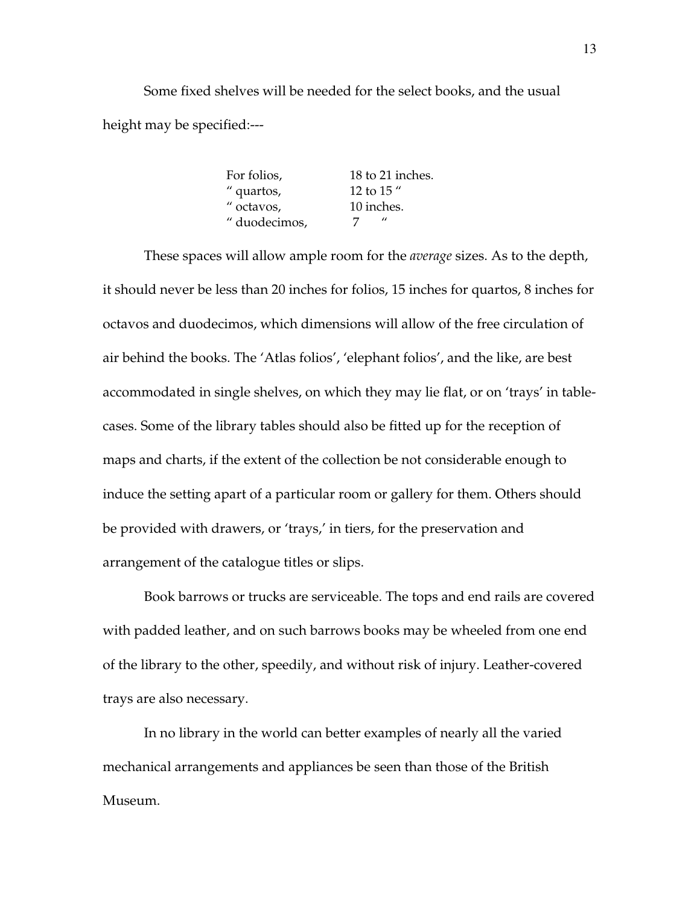Some fixed shelves will be needed for the select books, and the usual height may be specified:---

| | |
|---|---|
| For folios, | 18 to 21 inches. |
| " quartos, | 12 to 15 " |
| " octavos, | 10 inches. |
| " duodecimos, | 7 " |

These spaces will allow ample room for the *average* sizes. As to the depth, it should never be less than 20 inches for folios, 15 inches for quartos, 8 inches for octavos and duodecimos, which dimensions will allow of the free circulation of air behind the books. The 'Atlas folios', 'elephant folios', and the like, are best accommodated in single shelves, on which they may lie flat, or on 'trays' in table-cases. Some of the library tables should also be fitted up for the reception of maps and charts, if the extent of the collection be not considerable enough to induce the setting apart of a particular room or gallery for them. Others should be provided with drawers, or 'trays,' in tiers, for the preservation and arrangement of the catalogue titles or slips.

Book barrows or trucks are serviceable. The tops and end rails are covered with padded leather, and on such barrows books may be wheeled from one end of the library to the other, speedily, and without risk of injury. Leather-covered trays are also necessary.

In no library in the world can better examples of nearly all the varied mechanical arrangements and appliances be seen than those of the British Museum.